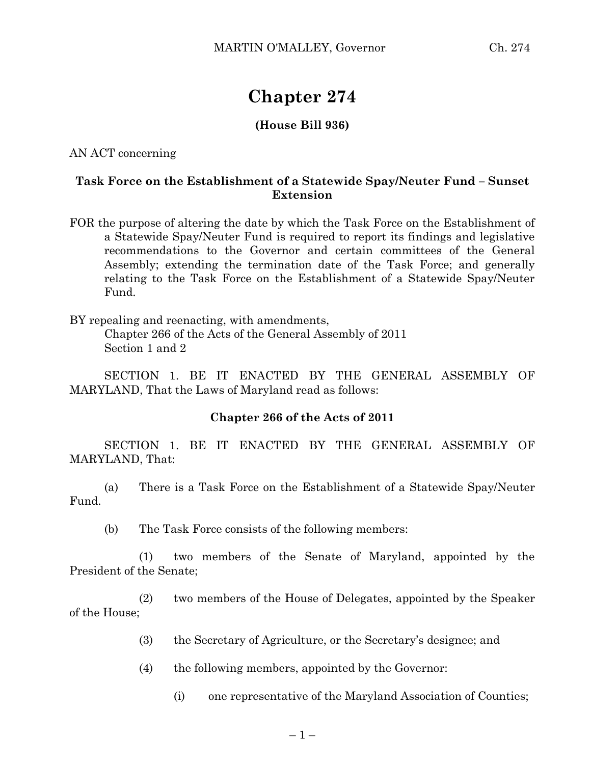# Chapter 274

**(House Bill 936)**

AN ACT concerning

**Task Force on the Establishment of a Statewide Spay/Neuter Fund – Sunset Extension**

FOR the purpose of altering the date by which the Task Force on the Establishment of a Statewide Spay/Neuter Fund is required to report its findings and legislative recommendations to the Governor and certain committees of the General Assembly; extending the termination date of the Task Force; and generally relating to the Task Force on the Establishment of a Statewide Spay/Neuter Fund.

BY repealing and reenacting, with amendments,
Chapter 266 of the Acts of the General Assembly of 2011
Section 1 and 2

SECTION 1. BE IT ENACTED BY THE GENERAL ASSEMBLY OF MARYLAND, That the Laws of Maryland read as follows:

**Chapter 266 of the Acts of 2011**

SECTION 1. BE IT ENACTED BY THE GENERAL ASSEMBLY OF MARYLAND, That:

(a) There is a Task Force on the Establishment of a Statewide Spay/Neuter Fund.

(b) The Task Force consists of the following members:

(1) two members of the Senate of Maryland, appointed by the President of the Senate;

(2) two members of the House of Delegates, appointed by the Speaker of the House;

(3) the Secretary of Agriculture, or the Secretary's designee; and

(4) the following members, appointed by the Governor:

(i) one representative of the Maryland Association of Counties;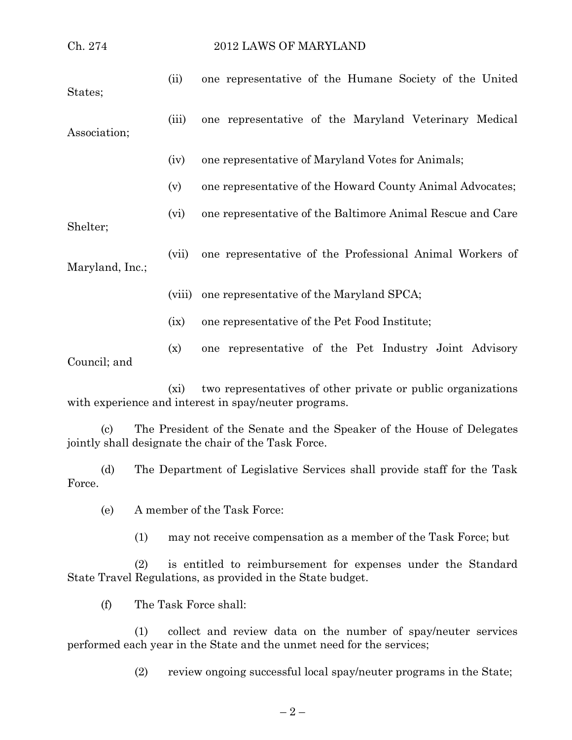(ii) one representative of the Humane Society of the United States;

(iii) one representative of the Maryland Veterinary Medical Association;

(iv) one representative of Maryland Votes for Animals;

(v) one representative of the Howard County Animal Advocates;

(vi) one representative of the Baltimore Animal Rescue and Care Shelter;

(vii) one representative of the Professional Animal Workers of Maryland, Inc.;

(viii) one representative of the Maryland SPCA;

(ix) one representative of the Pet Food Institute;

(x) one representative of the Pet Industry Joint Advisory Council; and

(xi) two representatives of other private or public organizations with experience and interest in spay/neuter programs.

(c) The President of the Senate and the Speaker of the House of Delegates jointly shall designate the chair of the Task Force.

(d) The Department of Legislative Services shall provide staff for the Task Force.

(e) A member of the Task Force:

(1) may not receive compensation as a member of the Task Force; but

(2) is entitled to reimbursement for expenses under the Standard State Travel Regulations, as provided in the State budget.

(f) The Task Force shall:

(1) collect and review data on the number of spay/neuter services performed each year in the State and the unmet need for the services;

(2) review ongoing successful local spay/neuter programs in the State;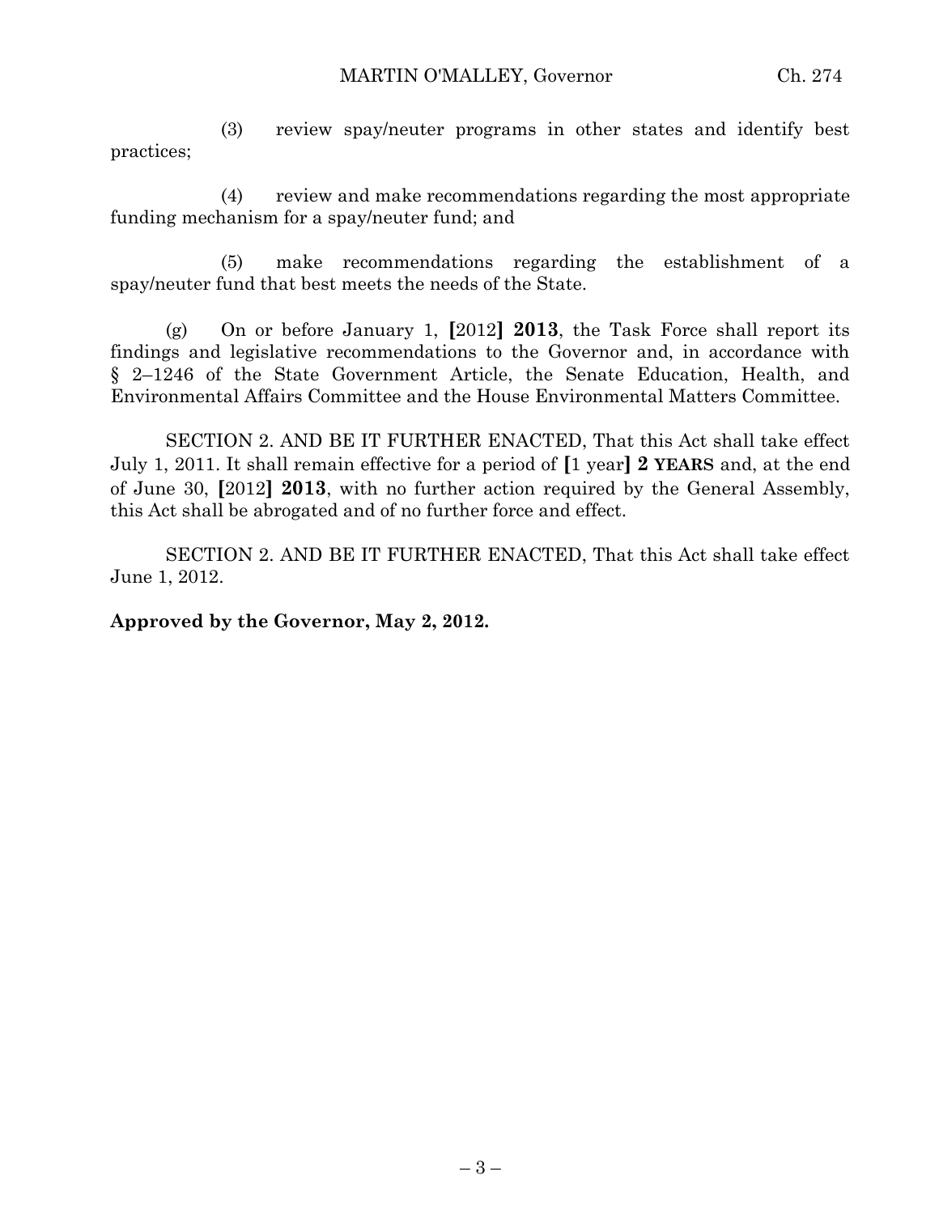(3) review spay/neuter programs in other states and identify best practices;

(4) review and make recommendations regarding the most appropriate funding mechanism for a spay/neuter fund; and

(5) make recommendations regarding the establishment of a spay/neuter fund that best meets the needs of the State.

(g) On or before January 1, **[**2012**] 2013**, the Task Force shall report its findings and legislative recommendations to the Governor and, in accordance with § 2–1246 of the State Government Article, the Senate Education, Health, and Environmental Affairs Committee and the House Environmental Matters Committee.

SECTION 2. AND BE IT FURTHER ENACTED, That this Act shall take effect July 1, 2011. It shall remain effective for a period of **[**1 year**] 2 YEARS** and, at the end of June 30, **[**2012**] 2013**, with no further action required by the General Assembly, this Act shall be abrogated and of no further force and effect.

SECTION 2. AND BE IT FURTHER ENACTED, That this Act shall take effect June 1, 2012.

**Approved by the Governor, May 2, 2012.**